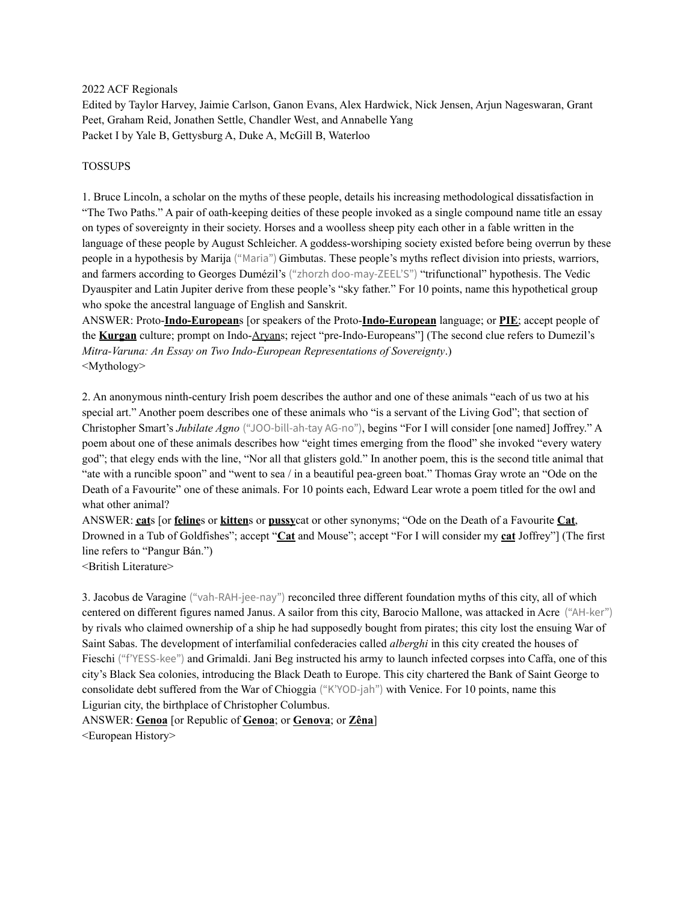2022 ACF Regionals
Edited by Taylor Harvey, Jaimie Carlson, Ganon Evans, Alex Hardwick, Nick Jensen, Arjun Nageswaran, Grant Peet, Graham Reid, Jonathen Settle, Chandler West, and Annabelle Yang
Packet I by Yale B, Gettysburg A, Duke A, McGill B, Waterloo

TOSSUPS

1. Bruce Lincoln, a scholar on the myths of these people, details his increasing methodological dissatisfaction in "The Two Paths." A pair of oath-keeping deities of these people invoked as a single compound name title an essay on types of sovereignty in their society. Horses and a woolless sheep pity each other in a fable written in the language of these people by August Schleicher. A goddess-worshiping society existed before being overrun by these people in a hypothesis by Marija ("Maria") Gimbutas. These people's myths reflect division into priests, warriors, and farmers according to Georges Dumézil's ("zhorzh doo-may-ZEEL'S") "trifunctional" hypothesis. The Vedic Dyauspiter and Latin Jupiter derive from these people's "sky father." For 10 points, name this hypothetical group who spoke the ancestral language of English and Sanskrit.
ANSWER: Proto-**Indo-European**s [or speakers of the Proto-**Indo-European** language; or **PIE**; accept people of the **Kurgan** culture; prompt on Indo-Aryans; reject "pre-Indo-Europeans"] (The second clue refers to Dumezil's *Mitra-Varuna: An Essay on Two Indo-European Representations of Sovereignty*.)
<Mythology>

2. An anonymous ninth-century Irish poem describes the author and one of these animals "each of us two at his special art." Another poem describes one of these animals who "is a servant of the Living God"; that section of Christopher Smart's *Jubilate Agno* ("JOO-bill-ah-tay AG-no"), begins "For I will consider [one named] Joffrey." A poem about one of these animals describes how "eight times emerging from the flood" she invoked "every watery god"; that elegy ends with the line, "Nor all that glisters gold." In another poem, this is the second title animal that "ate with a runcible spoon" and "went to sea / in a beautiful pea-green boat." Thomas Gray wrote an "Ode on the Death of a Favourite" one of these animals. For 10 points each, Edward Lear wrote a poem titled for the owl and what other animal?
ANSWER: **cat**s [or **feline**s or **kitten**s or **pussy**cat or other synonyms; "Ode on the Death of a Favourite **Cat**, Drowned in a Tub of Goldfishes"; accept "**Cat** and Mouse"; accept "For I will consider my **cat** Joffrey"] (The first line refers to "Pangur Bán.")
<British Literature>

3. Jacobus de Varagine ("vah-RAH-jee-nay") reconciled three different foundation myths of this city, all of which centered on different figures named Janus. A sailor from this city, Barocio Mallone, was attacked in Acre ("AH-ker") by rivals who claimed ownership of a ship he had supposedly bought from pirates; this city lost the ensuing War of Saint Sabas. The development of interfamilial confederacies called *alberghi* in this city created the houses of Fieschi ("f'YESS-kee") and Grimaldi. Jani Beg instructed his army to launch infected corpses into Caffa, one of this city's Black Sea colonies, introducing the Black Death to Europe. This city chartered the Bank of Saint George to consolidate debt suffered from the War of Chioggia ("K'YOD-jah") with Venice. For 10 points, name this Ligurian city, the birthplace of Christopher Columbus.
ANSWER: **Genoa** [or Republic of **Genoa**; or **Genova**; or **Zêna**]
<European History>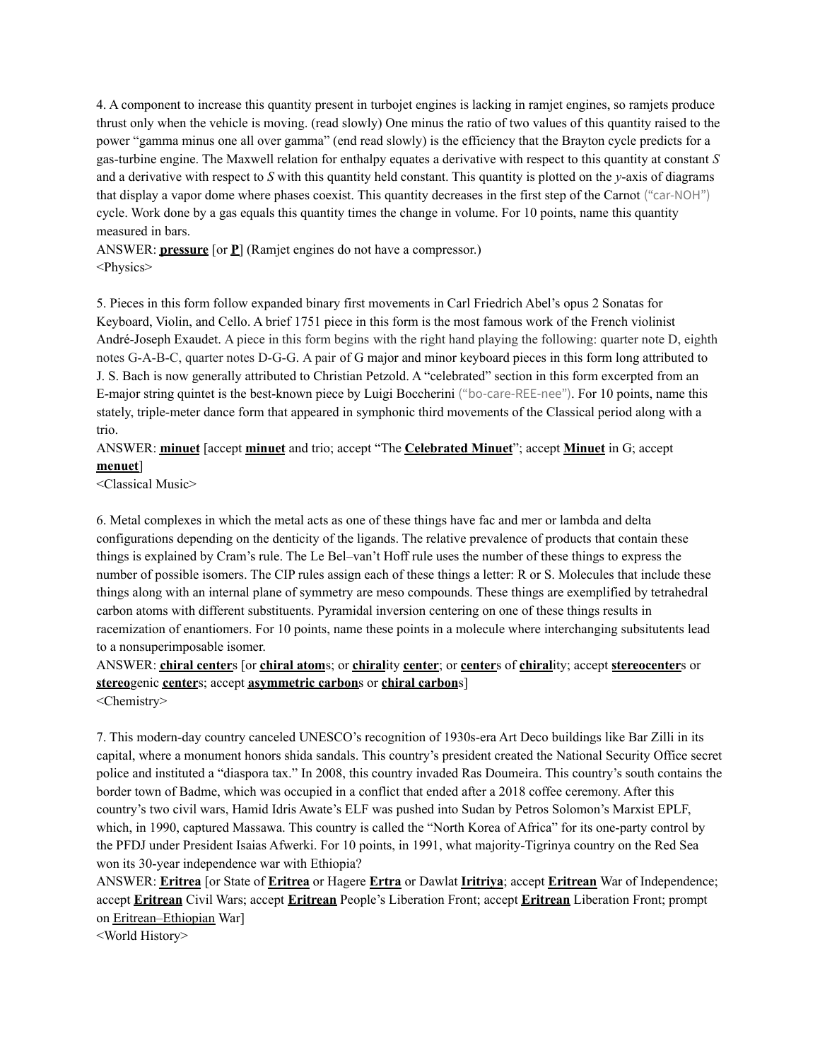4. A component to increase this quantity present in turbojet engines is lacking in ramjet engines, so ramjets produce thrust only when the vehicle is moving. (read slowly) One minus the ratio of two values of this quantity raised to the power "gamma minus one all over gamma" (end read slowly) is the efficiency that the Brayton cycle predicts for a gas-turbine engine. The Maxwell relation for enthalpy equates a derivative with respect to this quantity at constant $S$ and a derivative with respect to $S$ with this quantity held constant. This quantity is plotted on the $y$-axis of diagrams that display a vapor dome where phases coexist. This quantity decreases in the first step of the Carnot ("car-NOH") cycle. Work done by a gas equals this quantity times the change in volume. For 10 points, name this quantity measured in bars.

ANSWER: **pressure** [or **P**] (Ramjet engines do not have a compressor.)

<Physics>

5. Pieces in this form follow expanded binary first movements in Carl Friedrich Abel's opus 2 Sonatas for Keyboard, Violin, and Cello. A brief 1751 piece in this form is the most famous work of the French violinist André-Joseph Exaudet. A piece in this form begins with the right hand playing the following: quarter note D, eighth notes G-A-B-C, quarter notes D-G-G. A pair of G major and minor keyboard pieces in this form long attributed to J. S. Bach is now generally attributed to Christian Petzold. A "celebrated" section in this form excerpted from an E-major string quintet is the best-known piece by Luigi Boccherini ("bo-care-REE-nee"). For 10 points, name this stately, triple-meter dance form that appeared in symphonic third movements of the Classical period along with a trio.

ANSWER: **minuet** [accept **minuet** and trio; accept "The **Celebrated Minuet**"; accept **Minuet** in G; accept **menuet**]

<Classical Music>

6. Metal complexes in which the metal acts as one of these things have fac and mer or lambda and delta configurations depending on the denticity of the ligands. The relative prevalence of products that contain these things is explained by Cram's rule. The Le Bel–van't Hoff rule uses the number of these things to express the number of possible isomers. The CIP rules assign each of these things a letter: R or S. Molecules that include these things along with an internal plane of symmetry are meso compounds. These things are exemplified by tetrahedral carbon atoms with different substituents. Pyramidal inversion centering on one of these things results in racemization of enantiomers. For 10 points, name these points in a molecule where interchanging subsitutents lead to a nonsuperimposable isomer.

ANSWER: **chiral center**s [or **chiral atom**s; or **chiral**ity **center**; or **center**s of **chiral**ity; accept **stereocenter**s or **stereo**genic **center**s; accept **asymmetric carbon**s or **chiral carbon**s]

<Chemistry>

7. This modern-day country canceled UNESCO's recognition of 1930s-era Art Deco buildings like Bar Zilli in its capital, where a monument honors shida sandals. This country's president created the National Security Office secret police and instituted a "diaspora tax." In 2008, this country invaded Ras Doumeira. This country's south contains the border town of Badme, which was occupied in a conflict that ended after a 2018 coffee ceremony. After this country's two civil wars, Hamid Idris Awate's ELF was pushed into Sudan by Petros Solomon's Marxist EPLF, which, in 1990, captured Massawa. This country is called the "North Korea of Africa" for its one-party control by the PFDJ under President Isaias Afwerki. For 10 points, in 1991, what majority-Tigrinya country on the Red Sea won its 30-year independence war with Ethiopia?

ANSWER: **Eritrea** [or State of **Eritrea** or Hagere **Ertra** or Dawlat **Iritriya**; accept **Eritrean** War of Independence; accept **Eritrean** Civil Wars; accept **Eritrean** People's Liberation Front; accept **Eritrean** Liberation Front; prompt on Eritrean–Ethiopian War]

<World History>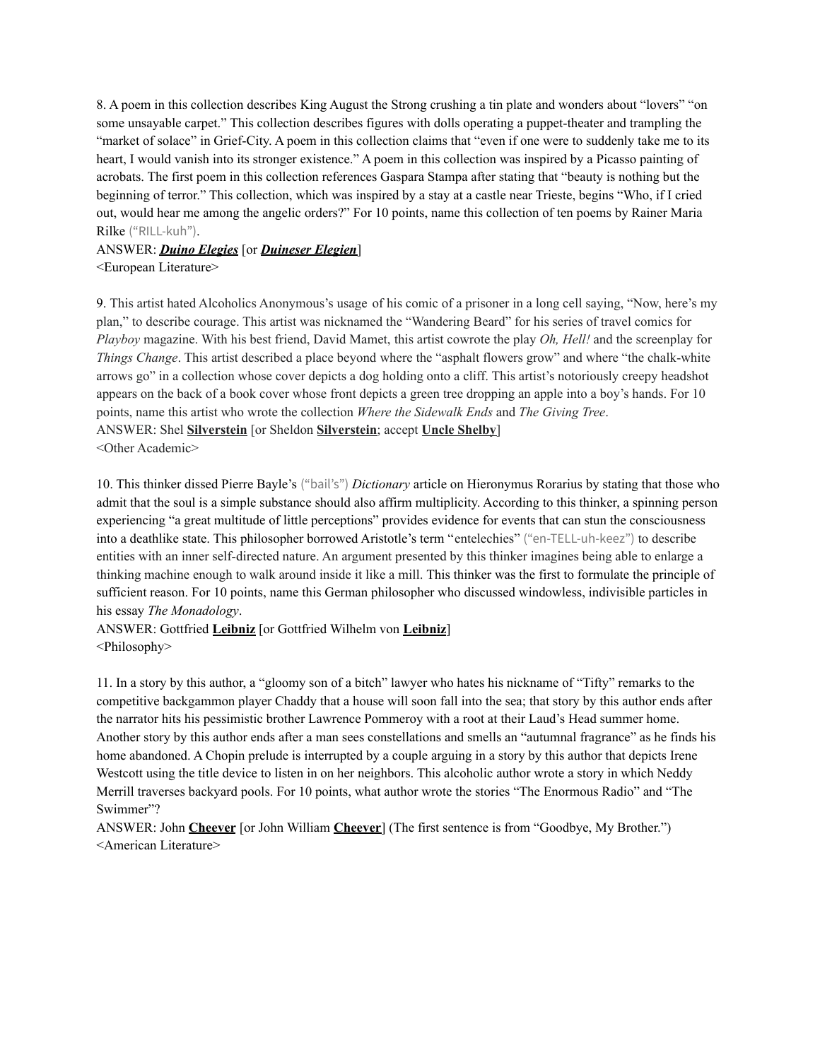8. A poem in this collection describes King August the Strong crushing a tin plate and wonders about "lovers" "on some unsayable carpet." This collection describes figures with dolls operating a puppet-theater and trampling the "market of solace" in Grief-City. A poem in this collection claims that "even if one were to suddenly take me to its heart, I would vanish into its stronger existence." A poem in this collection was inspired by a Picasso painting of acrobats. The first poem in this collection references Gaspara Stampa after stating that "beauty is nothing but the beginning of terror." This collection, which was inspired by a stay at a castle near Trieste, begins "Who, if I cried out, would hear me among the angelic orders?" For 10 points, name this collection of ten poems by Rainer Maria Rilke ("RILL-kuh").

ANSWER: ***Duino Elegies*** [or ***Duineser Elegien***]

<European Literature>

9. This artist hated Alcoholics Anonymous's usage of his comic of a prisoner in a long cell saying, "Now, here's my plan," to describe courage. This artist was nicknamed the "Wandering Beard" for his series of travel comics for *Playboy* magazine. With his best friend, David Mamet, this artist cowrote the play *Oh, Hell!* and the screenplay for *Things Change*. This artist described a place beyond where the "asphalt flowers grow" and where "the chalk-white arrows go" in a collection whose cover depicts a dog holding onto a cliff. This artist's notoriously creepy headshot appears on the back of a book cover whose front depicts a green tree dropping an apple into a boy's hands. For 10 points, name this artist who wrote the collection *Where the Sidewalk Ends* and *The Giving Tree*.

ANSWER: Shel **Silverstein** [or Sheldon **Silverstein**; accept **Uncle Shelby**]

<Other Academic>

10. This thinker dissed Pierre Bayle's ("bail's") *Dictionary* article on Hieronymus Rorarius by stating that those who admit that the soul is a simple substance should also affirm multiplicity. According to this thinker, a spinning person experiencing "a great multitude of little perceptions" provides evidence for events that can stun the consciousness into a deathlike state. This philosopher borrowed Aristotle's term "entelechies" ("en-TELL-uh-keez") to describe entities with an inner self-directed nature. An argument presented by this thinker imagines being able to enlarge a thinking machine enough to walk around inside it like a mill. This thinker was the first to formulate the principle of sufficient reason. For 10 points, name this German philosopher who discussed windowless, indivisible particles in his essay *The Monadology*.

ANSWER: Gottfried **Leibniz** [or Gottfried Wilhelm von **Leibniz**]

<Philosophy>

11. In a story by this author, a "gloomy son of a bitch" lawyer who hates his nickname of "Tifty" remarks to the competitive backgammon player Chaddy that a house will soon fall into the sea; that story by this author ends after the narrator hits his pessimistic brother Lawrence Pommeroy with a root at their Laud's Head summer home. Another story by this author ends after a man sees constellations and smells an "autumnal fragrance" as he finds his home abandoned. A Chopin prelude is interrupted by a couple arguing in a story by this author that depicts Irene Westcott using the title device to listen in on her neighbors. This alcoholic author wrote a story in which Neddy Merrill traverses backyard pools. For 10 points, what author wrote the stories "The Enormous Radio" and "The Swimmer"?

ANSWER: John **Cheever** [or John William **Cheever**] (The first sentence is from "Goodbye, My Brother.")

<American Literature>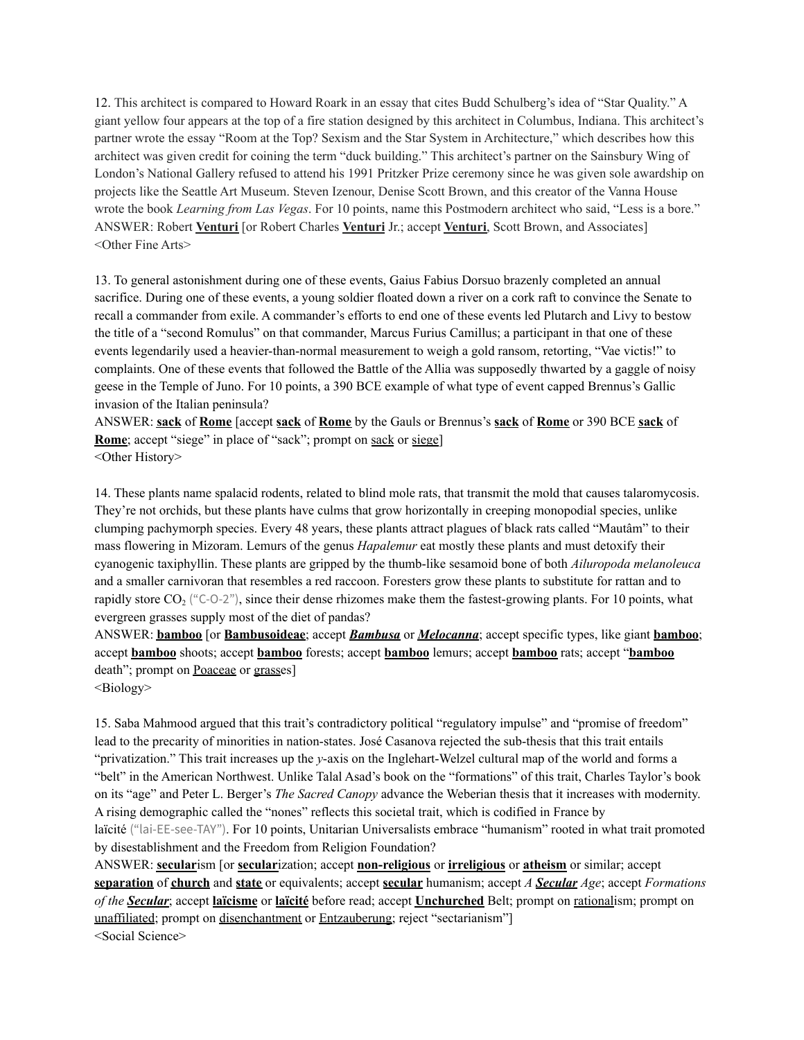12. This architect is compared to Howard Roark in an essay that cites Budd Schulberg's idea of "Star Quality." A giant yellow four appears at the top of a fire station designed by this architect in Columbus, Indiana. This architect's partner wrote the essay "Room at the Top? Sexism and the Star System in Architecture," which describes how this architect was given credit for coining the term "duck building." This architect's partner on the Sainsbury Wing of London's National Gallery refused to attend his 1991 Pritzker Prize ceremony since he was given sole awardship on projects like the Seattle Art Museum. Steven Izenour, Denise Scott Brown, and this creator of the Vanna House wrote the book *Learning from Las Vegas*. For 10 points, name this Postmodern architect who said, "Less is a bore."
ANSWER: Robert **<u>Venturi</u>** [or Robert Charles **<u>Venturi</u>** Jr.; accept **<u>Venturi</u>**, Scott Brown, and Associates]
<Other Fine Arts>

13. To general astonishment during one of these events, Gaius Fabius Dorsuo brazenly completed an annual sacrifice. During one of these events, a young soldier floated down a river on a cork raft to convince the Senate to recall a commander from exile. A commander's efforts to end one of these events led Plutarch and Livy to bestow the title of a "second Romulus" on that commander, Marcus Furius Camillus; a participant in that one of these events legendarily used a heavier-than-normal measurement to weigh a gold ransom, retorting, "Vae victis!" to complaints. One of these events that followed the Battle of the Allia was supposedly thwarted by a gaggle of noisy geese in the Temple of Juno. For 10 points, a 390 BCE example of what type of event capped Brennus's Gallic invasion of the Italian peninsula?
ANSWER: **<u>sack</u>** of **<u>Rome</u>** [accept **<u>sack</u>** of **<u>Rome</u>** by the Gauls or Brennus's **<u>sack</u>** of **<u>Rome</u>** or 390 BCE **<u>sack</u>** of **<u>Rome</u>**; accept "siege" in place of "sack"; prompt on <u>sack</u> or <u>siege</u>]
<Other History>

14. These plants name spalacid rodents, related to blind mole rats, that transmit the mold that causes talaromycosis. They're not orchids, but these plants have culms that grow horizontally in creeping monopodial species, unlike clumping pachymorph species. Every 48 years, these plants attract plagues of black rats called "Mautâm" to their mass flowering in Mizoram. Lemurs of the genus *Hapalemur* eat mostly these plants and must detoxify their cyanogenic taxiphyllin. These plants are gripped by the thumb-like sesamoid bone of both *Ailuropoda melanoleuca* and a smaller carnivoran that resembles a red raccoon. Foresters grow these plants to substitute for rattan and to rapidly store $CO_2$ ("C-O-2"), since their dense rhizomes make them the fastest-growing plants. For 10 points, what evergreen grasses supply most of the diet of pandas?
ANSWER: **<u>bamboo</u>** [or **<u>Bambusoideae</u>**; accept ***<u>Bambusa</u>*** or ***<u>Melocanna</u>***; accept specific types, like giant **<u>bamboo</u>**; accept **<u>bamboo</u>** shoots; accept **<u>bamboo</u>** forests; accept **<u>bamboo</u>** lemurs; accept **<u>bamboo</u>** rats; accept "**<u>bamboo</u>** death"; prompt on <u>Poaceae</u> or <u>grass</u>es]
<Biology>

15. Saba Mahmood argued that this trait's contradictory political "regulatory impulse" and "promise of freedom" lead to the precarity of minorities in nation-states. José Casanova rejected the sub-thesis that this trait entails "privatization." This trait increases up the *y*-axis on the Inglehart-Welzel cultural map of the world and forms a "belt" in the American Northwest. Unlike Talal Asad's book on the "formations" of this trait, Charles Taylor's book on its "age" and Peter L. Berger's *The Sacred Canopy* advance the Weberian thesis that it increases with modernity. A rising demographic called the "nones" reflects this societal trait, which is codified in France by laïcité ("lai-EE-see-TAY"). For 10 points, Unitarian Universalists embrace "humanism" rooted in what trait promoted by disestablishment and the Freedom from Religion Foundation?
ANSWER: **<u>secular</u>**ism [or **<u>secular</u>**ization; accept **<u>non-religious</u>** or **<u>irreligious</u>** or **<u>atheism</u>** or similar; accept **<u>separation</u>** of **<u>church</u>** and **<u>state</u>** or equivalents; accept **<u>secular</u>** humanism; accept *A **<u>Secular</u>** Age*; accept *Formations of the **<u>Secular</u>***; accept **<u>laïcisme</u>** or **<u>laïcité</u>** before read; accept **<u>Unchurched</u>** Belt; prompt on <u>rational</u>ism; prompt on <u>unaffiliated</u>; prompt on <u>disenchantment</u> or <u>Entzauberung</u>; reject "sectarianism"]
<Social Science>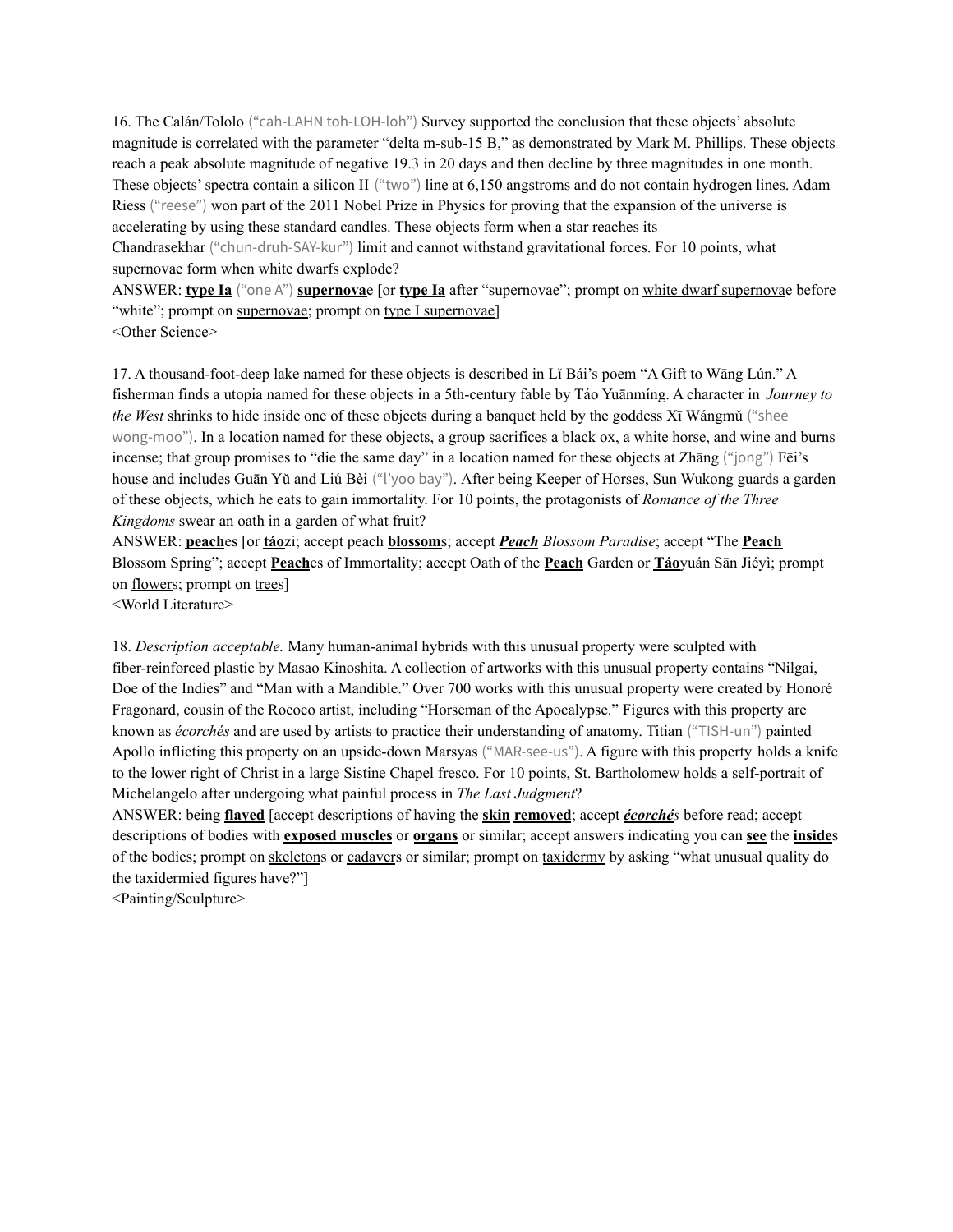16. The Calán/Tololo ("cah-LAHN toh-LOH-loh") Survey supported the conclusion that these objects' absolute magnitude is correlated with the parameter "delta m-sub-15 B," as demonstrated by Mark M. Phillips. These objects reach a peak absolute magnitude of negative 19.3 in 20 days and then decline by three magnitudes in one month. These objects' spectra contain a silicon II ("two") line at 6,150 angstroms and do not contain hydrogen lines. Adam Riess ("reese") won part of the 2011 Nobel Prize in Physics for proving that the expansion of the universe is accelerating by using these standard candles. These objects form when a star reaches its Chandrasekhar ("chun-druh-SAY-kur") limit and cannot withstand gravitational forces. For 10 points, what supernovae form when white dwarfs explode?

ANSWER: **type Ia** ("one A") **supernova**e [or **type Ia** after "supernovae"; prompt on white dwarf supernovae before "white"; prompt on supernovae; prompt on type I supernovae]

<Other Science>

17. A thousand-foot-deep lake named for these objects is described in Lǐ Bái's poem "A Gift to Wāng Lún." A fisherman finds a utopia named for these objects in a 5th-century fable by Táo Yuānmíng. A character in *Journey to the West* shrinks to hide inside one of these objects during a banquet held by the goddess Xī Wángmǔ ("shee wong-moo"). In a location named for these objects, a group sacrifices a black ox, a white horse, and wine and burns incense; that group promises to "die the same day" in a location named for these objects at Zhāng ("jong") Fēi's house and includes Guān Yǔ and Liú Bèi ("l'yoo bay"). After being Keeper of Horses, Sun Wukong guards a garden of these objects, which he eats to gain immortality. For 10 points, the protagonists of *Romance of the Three Kingdoms* swear an oath in a garden of what fruit?

ANSWER: **peach**es [or **táo**zi; accept peach **blossom**s; accept ***Peach*** *Blossom Paradise*; accept "The **Peach** Blossom Spring"; accept **Peach**es of Immortality; accept Oath of the **Peach** Garden or **Táo**yuán Sān Jiéyì; prompt on flowers; prompt on trees]

<World Literature>

18. *Description acceptable.* Many human-animal hybrids with this unusual property were sculpted with fiber-reinforced plastic by Masao Kinoshita. A collection of artworks with this unusual property contains "Nilgai, Doe of the Indies" and "Man with a Mandible." Over 700 works with this unusual property were created by Honoré Fragonard, cousin of the Rococo artist, including "Horseman of the Apocalypse." Figures with this property are known as *écorchés* and are used by artists to practice their understanding of anatomy. Titian ("TISH-un") painted Apollo inflicting this property on an upside-down Marsyas ("MAR-see-us"). A figure with this property holds a knife to the lower right of Christ in a large Sistine Chapel fresco. For 10 points, St. Bartholomew holds a self-portrait of Michelangelo after undergoing what painful process in *The Last Judgment*?

ANSWER: being **flayed** [accept descriptions of having the **skin removed**; accept ***écorchés*** before read; accept descriptions of bodies with **exposed muscles** or **organs** or similar; accept answers indicating you can **see** the **inside**s of the bodies; prompt on skeletons or cadavers or similar; prompt on taxidermy by asking "what unusual quality do the taxidermied figures have?"]

<Painting/Sculpture>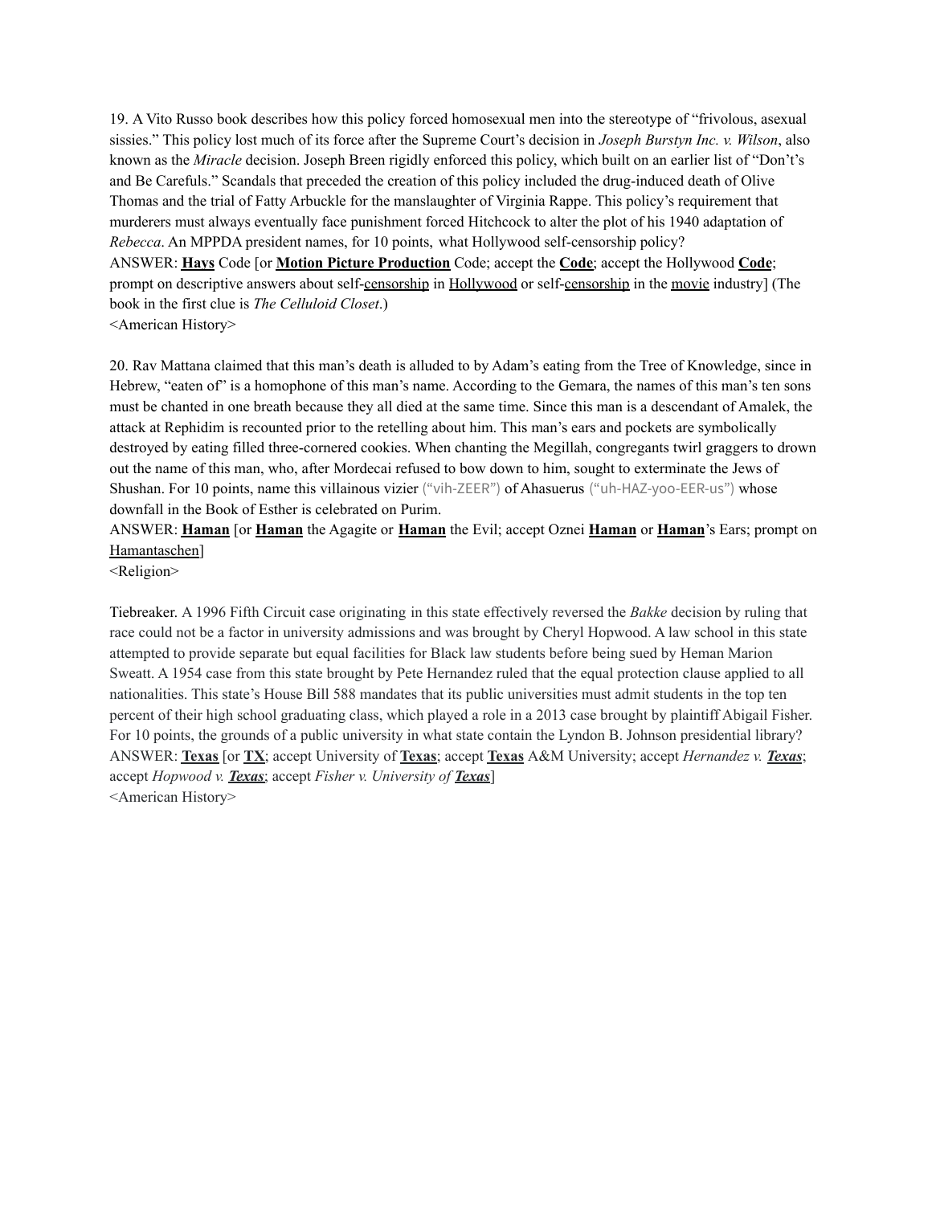19. A Vito Russo book describes how this policy forced homosexual men into the stereotype of "frivolous, asexual sissies." This policy lost much of its force after the Supreme Court's decision in *Joseph Burstyn Inc. v. Wilson*, also known as the *Miracle* decision. Joseph Breen rigidly enforced this policy, which built on an earlier list of "Don't's and Be Carefuls." Scandals that preceded the creation of this policy included the drug-induced death of Olive Thomas and the trial of Fatty Arbuckle for the manslaughter of Virginia Rappe. This policy's requirement that murderers must always eventually face punishment forced Hitchcock to alter the plot of his 1940 adaptation of *Rebecca*. An MPPDA president names, for 10 points, what Hollywood self-censorship policy?
ANSWER: **Hays** Code [or **Motion Picture Production** Code; accept the **Code**; accept the Hollywood **Code**; prompt on descriptive answers about self-censorship in Hollywood or self-censorship in the movie industry] (The book in the first clue is *The Celluloid Closet*.)
<American History>

20. Rav Mattana claimed that this man's death is alluded to by Adam's eating from the Tree of Knowledge, since in Hebrew, "eaten of" is a homophone of this man's name. According to the Gemara, the names of this man's ten sons must be chanted in one breath because they all died at the same time. Since this man is a descendant of Amalek, the attack at Rephidim is recounted prior to the retelling about him. This man's ears and pockets are symbolically destroyed by eating filled three-cornered cookies. When chanting the Megillah, congregants twirl graggers to drown out the name of this man, who, after Mordecai refused to bow down to him, sought to exterminate the Jews of Shushan. For 10 points, name this villainous vizier ("vih-ZEER") of Ahasuerus ("uh-HAZ-yoo-EER-us") whose downfall in the Book of Esther is celebrated on Purim.
ANSWER: **Haman** [or **Haman** the Agagite or **Haman** the Evil; accept Oznei **Haman** or **Haman**'s Ears; prompt on Hamantaschen]
<Religion>

Tiebreaker. A 1996 Fifth Circuit case originating in this state effectively reversed the *Bakke* decision by ruling that race could not be a factor in university admissions and was brought by Cheryl Hopwood. A law school in this state attempted to provide separate but equal facilities for Black law students before being sued by Heman Marion Sweatt. A 1954 case from this state brought by Pete Hernandez ruled that the equal protection clause applied to all nationalities. This state's House Bill 588 mandates that its public universities must admit students in the top ten percent of their high school graduating class, which played a role in a 2013 case brought by plaintiff Abigail Fisher. For 10 points, the grounds of a public university in what state contain the Lyndon B. Johnson presidential library?
ANSWER: **Texas** [or **TX**; accept University of **Texas**; accept **Texas** A&M University; accept *Hernandez v. **Texas***; accept *Hopwood v. **Texas***; accept *Fisher v. University of **Texas***]
<American History>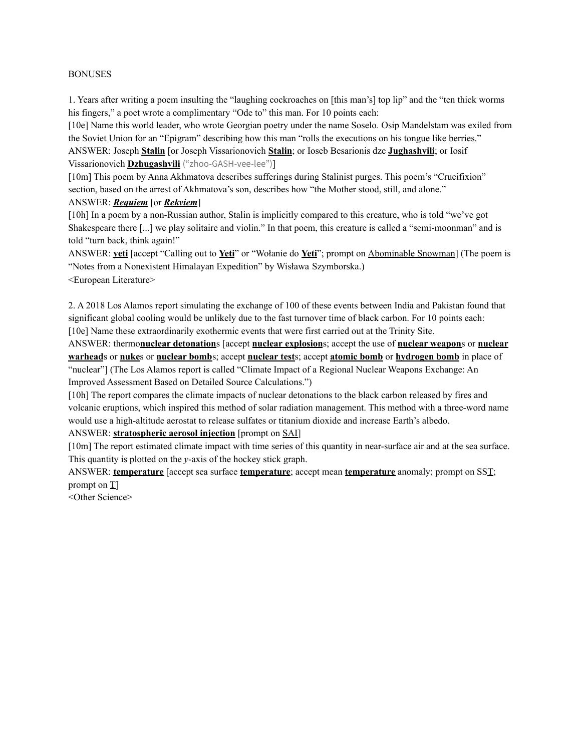BONUSES

1. Years after writing a poem insulting the "laughing cockroaches on [this man's] top lip" and the "ten thick worms his fingers," a poet wrote a complimentary "Ode to" this man. For 10 points each:

[10e] Name this world leader, who wrote Georgian poetry under the name Soselo. Osip Mandelstam was exiled from the Soviet Union for an "Epigram" describing how this man "rolls the executions on his tongue like berries."

ANSWER: Joseph **Stalin** [or Joseph Vissarionovich **Stalin**; or Ioseb Besarionis dze **Jughashvili**; or Iosif Vissarionovich **Dzhugashvili** ("zhoo-GASH-vee-lee")]

[10m] This poem by Anna Akhmatova describes sufferings during Stalinist purges. This poem's "Crucifixion" section, based on the arrest of Akhmatova's son, describes how "the Mother stood, still, and alone."

ANSWER: ***Requiem*** [or ***Rekviem***]

[10h] In a poem by a non-Russian author, Stalin is implicitly compared to this creature, who is told "we've got Shakespeare there [...] we play solitaire and violin." In that poem, this creature is called a "semi-moonman" and is told "turn back, think again!"

ANSWER: **yeti** [accept "Calling out to **Yeti**" or "Wołanie do **Yeti**"; prompt on Abominable Snowman] (The poem is "Notes from a Nonexistent Himalayan Expedition" by Wisława Szymborska.)

<European Literature>

2. A 2018 Los Alamos report simulating the exchange of 100 of these events between India and Pakistan found that significant global cooling would be unlikely due to the fast turnover time of black carbon. For 10 points each:

[10e] Name these extraordinarily exothermic events that were first carried out at the Trinity Site.

ANSWER: thermo**nuclear detonation**s [accept **nuclear explosion**s; accept the use of **nuclear weapon**s or **nuclear warhead**s or **nuke**s or **nuclear bomb**s; accept **nuclear test**s; accept **atomic bomb** or **hydrogen bomb** in place of "nuclear"] (The Los Alamos report is called "Climate Impact of a Regional Nuclear Weapons Exchange: An Improved Assessment Based on Detailed Source Calculations.")

[10h] The report compares the climate impacts of nuclear detonations to the black carbon released by fires and volcanic eruptions, which inspired this method of solar radiation management. This method with a three-word name would use a high-altitude aerostat to release sulfates or titanium dioxide and increase Earth's albedo.

ANSWER: **stratospheric aerosol injection** [prompt on SAI]

[10m] The report estimated climate impact with time series of this quantity in near-surface air and at the sea surface. This quantity is plotted on the *y*-axis of the hockey stick graph.

ANSWER: **temperature** [accept sea surface **temperature**; accept mean **temperature** anomaly; prompt on SST; prompt on T]

<Other Science>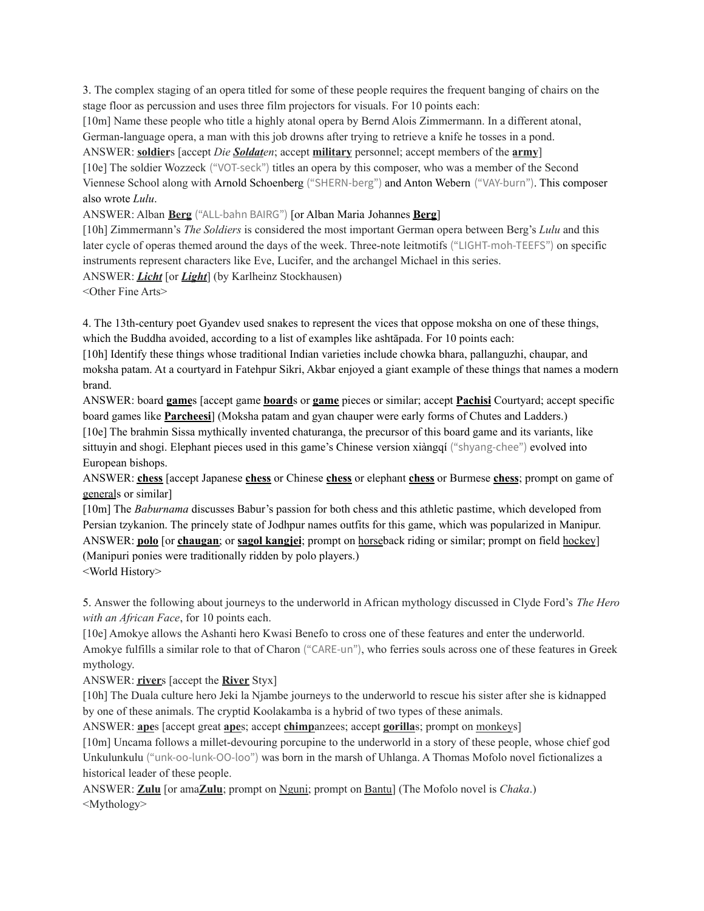3. The complex staging of an opera titled for some of these people requires the frequent banging of chairs on the stage floor as percussion and uses three film projectors for visuals. For 10 points each:

[10m] Name these people who title a highly atonal opera by Bernd Alois Zimmermann. In a different atonal, German-language opera, a man with this job drowns after trying to retrieve a knife he tosses in a pond.

ANSWER: **soldier**s [accept *Die **Soldat**en*; accept **military** personnel; accept members of the **army**]

[10e] The soldier Wozzeck ("VOT-seck") titles an opera by this composer, who was a member of the Second Viennese School along with Arnold Schoenberg ("SHERN-berg") and Anton Webern ("VAY-burn"). This composer also wrote *Lulu*.

ANSWER: Alban **Berg** ("ALL-bahn BAIRG") [or Alban Maria Johannes **Berg**]

[10h] Zimmermann's *The Soldiers* is considered the most important German opera between Berg's *Lulu* and this later cycle of operas themed around the days of the week. Three-note leitmotifs ("LIGHT-moh-TEEFS") on specific instruments represent characters like Eve, Lucifer, and the archangel Michael in this series.

ANSWER: ***Licht*** [or ***Light***] (by Karlheinz Stockhausen)

<Other Fine Arts>

4. The 13th-century poet Gyandev used snakes to represent the vices that oppose moksha on one of these things, which the Buddha avoided, according to a list of examples like ashtāpada. For 10 points each:

[10h] Identify these things whose traditional Indian varieties include chowka bhara, pallanguzhi, chaupar, and moksha patam. At a courtyard in Fatehpur Sikri, Akbar enjoyed a giant example of these things that names a modern brand.

ANSWER: board **game**s [accept game **board**s or **game** pieces or similar; accept **Pachisi** Courtyard; accept specific board games like **Parcheesi**] (Moksha patam and gyan chauper were early forms of Chutes and Ladders.)

[10e] The brahmin Sissa mythically invented chaturanga, the precursor of this board game and its variants, like sittuyin and shogi. Elephant pieces used in this game's Chinese version xiàngqí ("shyang-chee") evolved into European bishops.

ANSWER: **chess** [accept Japanese **chess** or Chinese **chess** or elephant **chess** or Burmese **chess**; prompt on game of generals or similar]

[10m] The *Baburnama* discusses Babur's passion for both chess and this athletic pastime, which developed from Persian tzykanion. The princely state of Jodhpur names outfits for this game, which was popularized in Manipur.

ANSWER: **polo** [or **chaugan**; or **sagol kangjei**; prompt on horseback riding or similar; prompt on field hockey] (Manipuri ponies were traditionally ridden by polo players.)

<World History>

5. Answer the following about journeys to the underworld in African mythology discussed in Clyde Ford's *The Hero with an African Face*, for 10 points each.

[10e] Amokye allows the Ashanti hero Kwasi Benefo to cross one of these features and enter the underworld. Amokye fulfills a similar role to that of Charon ("CARE-un"), who ferries souls across one of these features in Greek mythology.

ANSWER: **river**s [accept the **River** Styx]

[10h] The Duala culture hero Jeki la Njambe journeys to the underworld to rescue his sister after she is kidnapped by one of these animals. The cryptid Koolakamba is a hybrid of two types of these animals.

ANSWER: **ape**s [accept great **ape**s; accept **chimp**anzees; accept **gorilla**s; prompt on monkeys]

[10m] Uncama follows a millet-devouring porcupine to the underworld in a story of these people, whose chief god Unkulunkulu ("unk-oo-lunk-OO-loo") was born in the marsh of Uhlanga. A Thomas Mofolo novel fictionalizes a historical leader of these people.

ANSWER: **Zulu** [or ama**Zulu**; prompt on Nguni; prompt on Bantu] (The Mofolo novel is *Chaka*.)

<Mythology>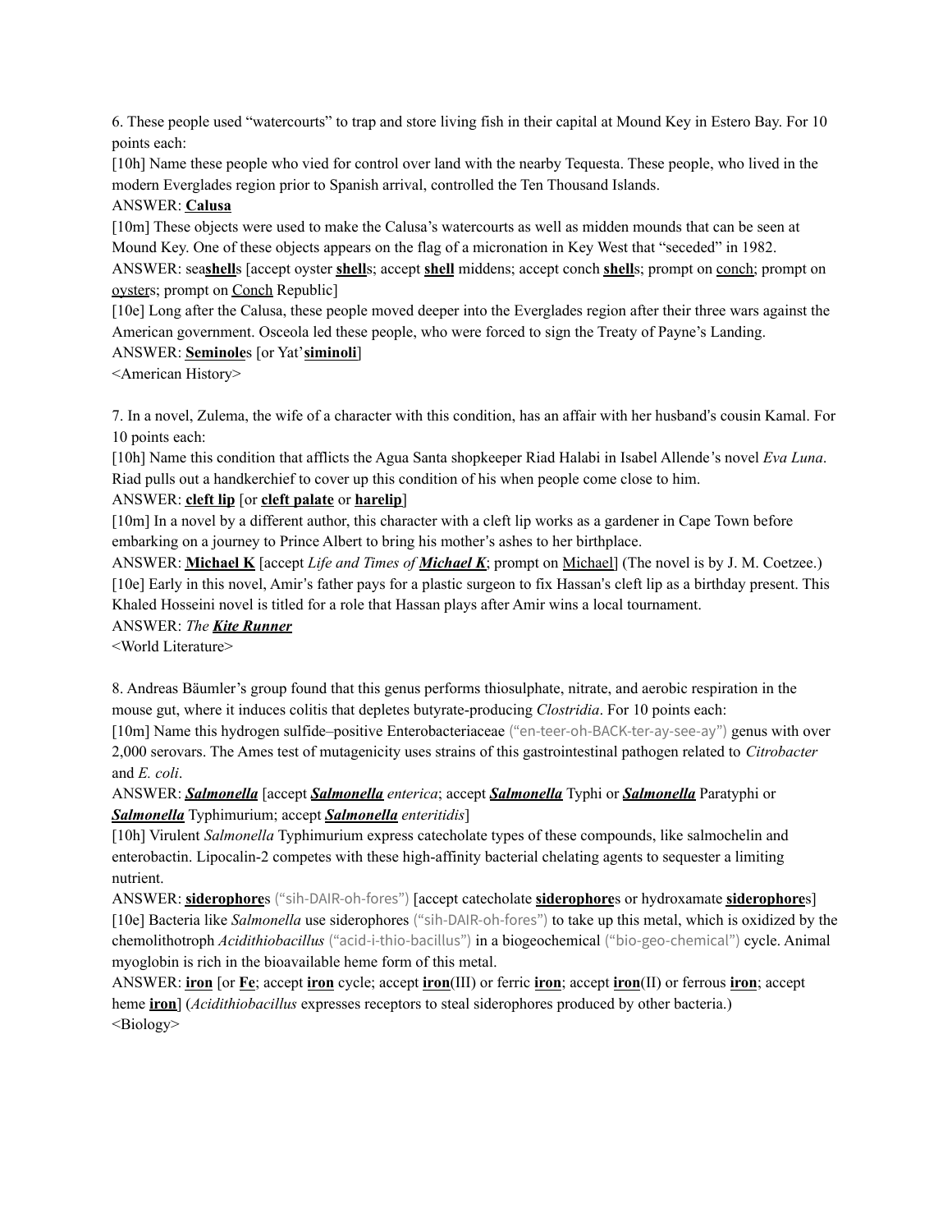6. These people used "watercourts" to trap and store living fish in their capital at Mound Key in Estero Bay. For 10 points each:

[10h] Name these people who vied for control over land with the nearby Tequesta. These people, who lived in the modern Everglades region prior to Spanish arrival, controlled the Ten Thousand Islands.

ANSWER: **Calusa**

[10m] These objects were used to make the Calusa's watercourts as well as midden mounds that can be seen at Mound Key. One of these objects appears on the flag of a micronation in Key West that "seceded" in 1982.

ANSWER: sea**shell**s [accept oyster **shell**s; accept **shell** middens; accept conch **shell**s; prompt on conch; prompt on oysters; prompt on Conch Republic]

[10e] Long after the Calusa, these people moved deeper into the Everglades region after their three wars against the American government. Osceola led these people, who were forced to sign the Treaty of Payne's Landing.

ANSWER: **Seminole**s [or Yat'**siminoli**]

<American History>

7. In a novel, Zulema, the wife of a character with this condition, has an affair with her husband's cousin Kamal. For 10 points each:

[10h] Name this condition that afflicts the Agua Santa shopkeeper Riad Halabi in Isabel Allende's novel *Eva Luna*. Riad pulls out a handkerchief to cover up this condition of his when people come close to him.

ANSWER: **cleft lip** [or **cleft palate** or **harelip**]

[10m] In a novel by a different author, this character with a cleft lip works as a gardener in Cape Town before embarking on a journey to Prince Albert to bring his mother's ashes to her birthplace.

ANSWER: **Michael K** [accept *Life and Times of **Michael K***; prompt on Michael] (The novel is by J. M. Coetzee.)

[10e] Early in this novel, Amir's father pays for a plastic surgeon to fix Hassan's cleft lip as a birthday present. This Khaled Hosseini novel is titled for a role that Hassan plays after Amir wins a local tournament.

ANSWER: *The **Kite Runner***

<World Literature>

8. Andreas Bäumler's group found that this genus performs thiosulphate, nitrate, and aerobic respiration in the mouse gut, where it induces colitis that depletes butyrate-producing *Clostridia*. For 10 points each:

[10m] Name this hydrogen sulfide–positive Enterobacteriaceae ("en-teer-oh-BACK-ter-ay-see-ay") genus with over 2,000 serovars. The Ames test of mutagenicity uses strains of this gastrointestinal pathogen related to *Citrobacter* and *E. coli*.

ANSWER: ***Salmonella*** [accept ***Salmonella*** *enterica*; accept ***Salmonella*** Typhi or ***Salmonella*** Paratyphi or ***Salmonella*** Typhimurium; accept ***Salmonella*** *enteritidis*]

[10h] Virulent *Salmonella* Typhimurium express catecholate types of these compounds, like salmochelin and enterobactin. Lipocalin-2 competes with these high-affinity bacterial chelating agents to sequester a limiting nutrient.

ANSWER: **siderophore**s ("sih-DAIR-oh-fores") [accept catecholate **siderophore**s or hydroxamate **siderophore**s]

[10e] Bacteria like *Salmonella* use siderophores ("sih-DAIR-oh-fores") to take up this metal, which is oxidized by the chemolithotroph *Acidithiobacillus* ("acid-i-thio-bacillus") in a biogeochemical ("bio-geo-chemical") cycle. Animal myoglobin is rich in the bioavailable heme form of this metal.

ANSWER: **iron** [or **Fe**; accept **iron** cycle; accept **iron**(III) or ferric **iron**; accept **iron**(II) or ferrous **iron**; accept heme **iron**] (*Acidithiobacillus* expresses receptors to steal siderophores produced by other bacteria.)

<Biology>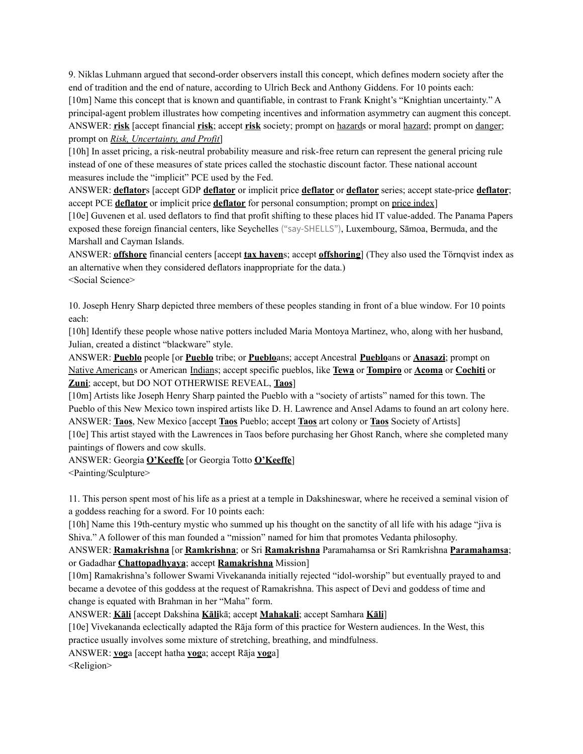9. Niklas Luhmann argued that second-order observers install this concept, which defines modern society after the end of tradition and the end of nature, according to Ulrich Beck and Anthony Giddens. For 10 points each:

[10m] Name this concept that is known and quantifiable, in contrast to Frank Knight's "Knightian uncertainty." A principal-agent problem illustrates how competing incentives and information asymmetry can augment this concept.

ANSWER: **risk** [accept financial **risk**; accept **risk** society; prompt on hazards or moral hazard; prompt on danger; prompt on *Risk, Uncertainty, and Profit*]

[10h] In asset pricing, a risk-neutral probability measure and risk-free return can represent the general pricing rule instead of one of these measures of state prices called the stochastic discount factor. These national account measures include the "implicit" PCE used by the Fed.

ANSWER: **deflator**s [accept GDP **deflator** or implicit price **deflator** or **deflator** series; accept state-price **deflator**; accept PCE **deflator** or implicit price **deflator** for personal consumption; prompt on price index]

[10e] Guvenen et al. used deflators to find that profit shifting to these places hid IT value-added. The Panama Papers exposed these foreign financial centers, like Seychelles ("say-SHELLS"), Luxembourg, Sāmoa, Bermuda, and the Marshall and Cayman Islands.

ANSWER: **offshore** financial centers [accept **tax haven**s; accept **offshoring**] (They also used the Törnqvist index as an alternative when they considered deflators inappropriate for the data.)

<Social Science>

10. Joseph Henry Sharp depicted three members of these peoples standing in front of a blue window. For 10 points each:

[10h] Identify these people whose native potters included Maria Montoya Martinez, who, along with her husband, Julian, created a distinct "blackware" style.

ANSWER: **Pueblo** people [or **Pueblo** tribe; or **Pueblo**ans; accept Ancestral **Pueblo**ans or **Anasazi**; prompt on Native Americans or American Indians; accept specific pueblos, like **Tewa** or **Tompiro** or **Acoma** or **Cochiti** or **Zuni**; accept, but DO NOT OTHERWISE REVEAL, **Taos**]

[10m] Artists like Joseph Henry Sharp painted the Pueblo with a "society of artists" named for this town. The Pueblo of this New Mexico town inspired artists like D. H. Lawrence and Ansel Adams to found an art colony here.

ANSWER: **Taos**, New Mexico [accept **Taos** Pueblo; accept **Taos** art colony or **Taos** Society of Artists]

[10e] This artist stayed with the Lawrences in Taos before purchasing her Ghost Ranch, where she completed many paintings of flowers and cow skulls.

ANSWER: Georgia **O'Keeffe** [or Georgia Totto **O'Keeffe**]

<Painting/Sculpture>

11. This person spent most of his life as a priest at a temple in Dakshineswar, where he received a seminal vision of a goddess reaching for a sword. For 10 points each:

[10h] Name this 19th-century mystic who summed up his thought on the sanctity of all life with his adage "jiva is Shiva." A follower of this man founded a "mission" named for him that promotes Vedanta philosophy.

ANSWER: **Ramakrishna** [or **Ramkrishna**; or Sri **Ramakrishna** Paramahamsa or Sri Ramkrishna **Paramahamsa**; or Gadadhar **Chattopadhyaya**; accept **Ramakrishna** Mission]

[10m] Ramakrishna's follower Swami Vivekananda initially rejected "idol-worship" but eventually prayed to and became a devotee of this goddess at the request of Ramakrishna. This aspect of Devi and goddess of time and change is equated with Brahman in her "Maha" form.

ANSWER: **Kāli** [accept Dakshina **Kāli**kā; accept **Mahakali**; accept Samhara **Kāli**]

[10e] Vivekananda eclectically adapted the Rāja form of this practice for Western audiences. In the West, this practice usually involves some mixture of stretching, breathing, and mindfulness.

ANSWER: **yog**a [accept hatha **yog**a; accept Rāja **yog**a]

<Religion>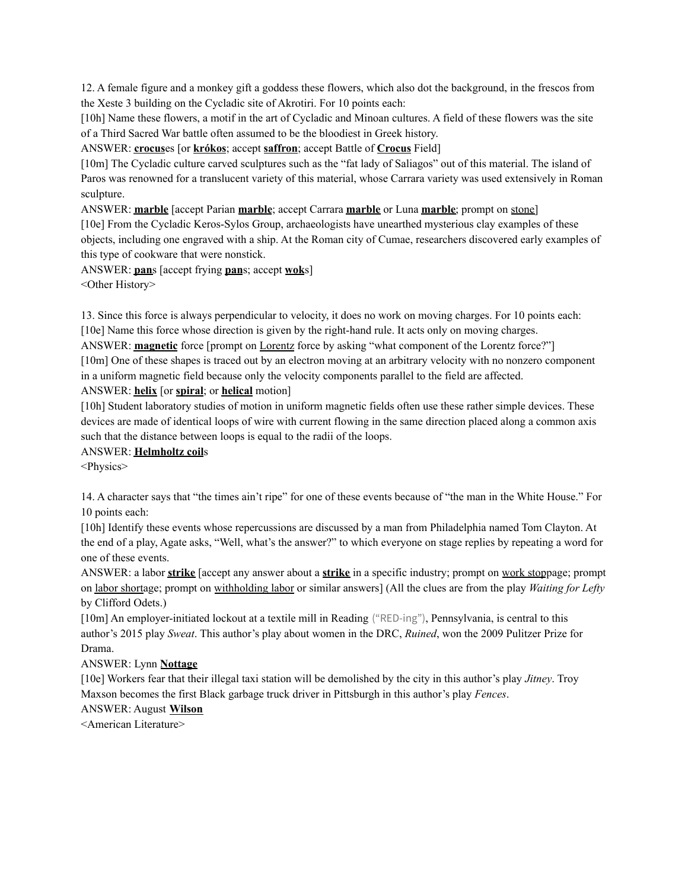12. A female figure and a monkey gift a goddess these flowers, which also dot the background, in the frescos from the Xeste 3 building on the Cycladic site of Akrotiri. For 10 points each:

[10h] Name these flowers, a motif in the art of Cycladic and Minoan cultures. A field of these flowers was the site of a Third Sacred War battle often assumed to be the bloodiest in Greek history.

ANSWER: **crocus**es [or **krókos**; accept **saffron**; accept Battle of **Crocus** Field]

[10m] The Cycladic culture carved sculptures such as the "fat lady of Saliagos" out of this material. The island of Paros was renowned for a translucent variety of this material, whose Carrara variety was used extensively in Roman sculpture.

ANSWER: **marble** [accept Parian **marble**; accept Carrara **marble** or Luna **marble**; prompt on stone]

[10e] From the Cycladic Keros-Sylos Group, archaeologists have unearthed mysterious clay examples of these objects, including one engraved with a ship. At the Roman city of Cumae, researchers discovered early examples of this type of cookware that were nonstick.

ANSWER: **pan**s [accept frying **pan**s; accept **wok**s]

<Other History>

13. Since this force is always perpendicular to velocity, it does no work on moving charges. For 10 points each:

[10e] Name this force whose direction is given by the right-hand rule. It acts only on moving charges.

ANSWER: **magnetic** force [prompt on Lorentz force by asking "what component of the Lorentz force?"]

[10m] One of these shapes is traced out by an electron moving at an arbitrary velocity with no nonzero component in a uniform magnetic field because only the velocity components parallel to the field are affected.

ANSWER: **helix** [or **spiral**; or **helical** motion]

[10h] Student laboratory studies of motion in uniform magnetic fields often use these rather simple devices. These devices are made of identical loops of wire with current flowing in the same direction placed along a common axis such that the distance between loops is equal to the radii of the loops.

ANSWER: **Helmholtz coil**s

<Physics>

14. A character says that "the times ain't ripe" for one of these events because of "the man in the White House." For 10 points each:

[10h] Identify these events whose repercussions are discussed by a man from Philadelphia named Tom Clayton. At the end of a play, Agate asks, "Well, what's the answer?" to which everyone on stage replies by repeating a word for one of these events.

ANSWER: a labor **strike** [accept any answer about a **strike** in a specific industry; prompt on work stoppage; prompt on labor shortage; prompt on withholding labor or similar answers] (All the clues are from the play *Waiting for Lefty* by Clifford Odets.)

[10m] An employer-initiated lockout at a textile mill in Reading ("RED-ing"), Pennsylvania, is central to this author's 2015 play *Sweat*. This author's play about women in the DRC, *Ruined*, won the 2009 Pulitzer Prize for Drama.

ANSWER: Lynn **Nottage**

[10e] Workers fear that their illegal taxi station will be demolished by the city in this author's play *Jitney*. Troy Maxson becomes the first Black garbage truck driver in Pittsburgh in this author's play *Fences*.

ANSWER: August **Wilson**

<American Literature>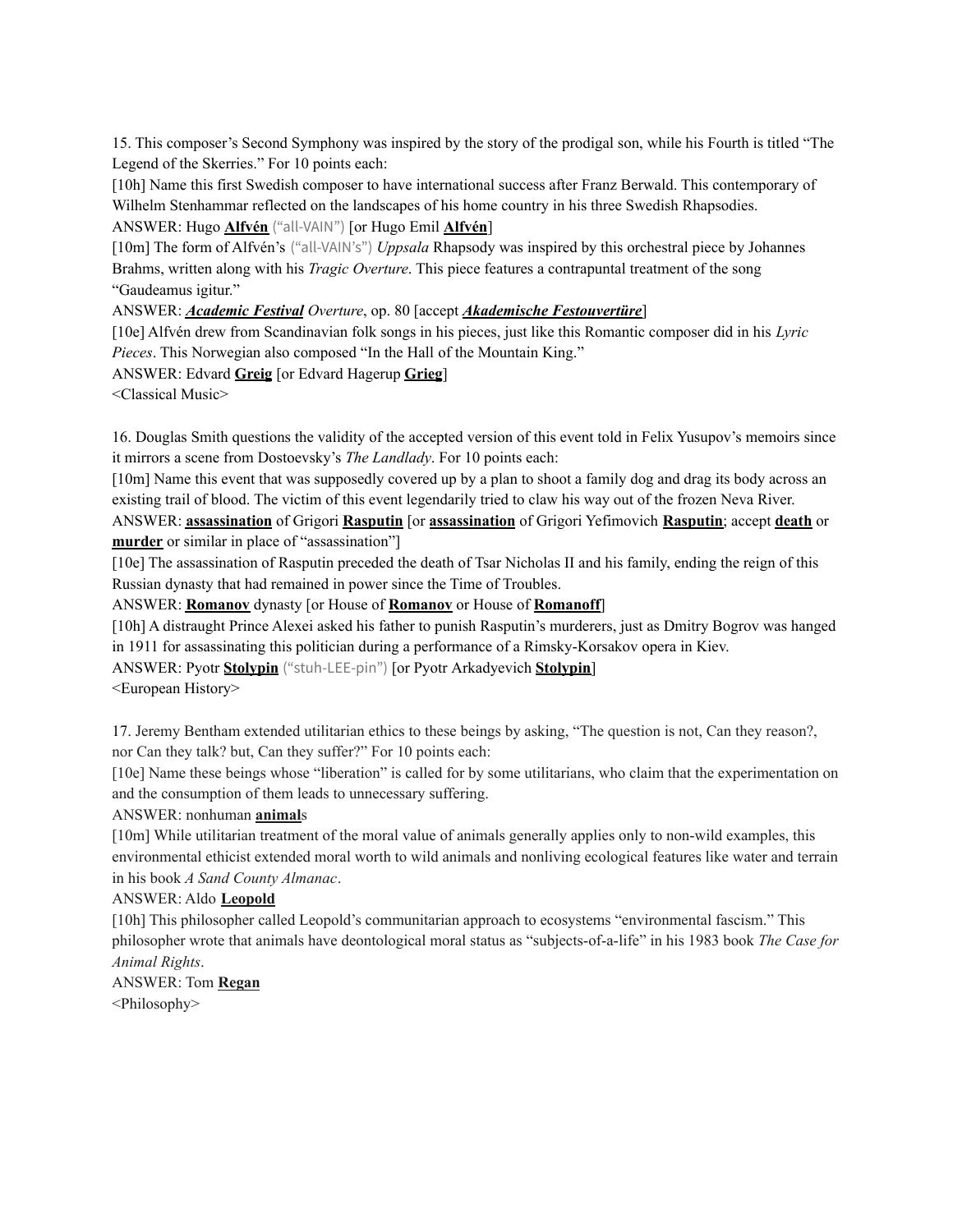15. This composer's Second Symphony was inspired by the story of the prodigal son, while his Fourth is titled "The Legend of the Skerries." For 10 points each:

[10h] Name this first Swedish composer to have international success after Franz Berwald. This contemporary of Wilhelm Stenhammar reflected on the landscapes of his home country in his three Swedish Rhapsodies.

ANSWER: Hugo **<u>Alfvén</u>** ("all-VAIN") [or Hugo Emil **<u>Alfvén</u>**]

[10m] The form of Alfvén's ("all-VAIN's") *Uppsala* Rhapsody was inspired by this orchestral piece by Johannes Brahms, written along with his *Tragic Overture*. This piece features a contrapuntal treatment of the song "Gaudeamus igitur."

ANSWER: ***<u>Academic Festival</u>*** *Overture*, op. 80 [accept ***<u>Akademische Festouvertüre</u>***]

[10e] Alfvén drew from Scandinavian folk songs in his pieces, just like this Romantic composer did in his *Lyric Pieces*. This Norwegian also composed "In the Hall of the Mountain King."

ANSWER: Edvard **<u>Greig</u>** [or Edvard Hagerup **<u>Grieg</u>**]

<Classical Music>

16. Douglas Smith questions the validity of the accepted version of this event told in Felix Yusupov's memoirs since it mirrors a scene from Dostoevsky's *The Landlady*. For 10 points each:

[10m] Name this event that was supposedly covered up by a plan to shoot a family dog and drag its body across an existing trail of blood. The victim of this event legendarily tried to claw his way out of the frozen Neva River.

ANSWER: **<u>assassination</u>** of Grigori **<u>Rasputin</u>** [or **<u>assassination</u>** of Grigori Yefimovich **<u>Rasputin</u>**; accept **<u>death</u>** or **<u>murder</u>** or similar in place of "assassination"]

[10e] The assassination of Rasputin preceded the death of Tsar Nicholas II and his family, ending the reign of this Russian dynasty that had remained in power since the Time of Troubles.

ANSWER: **<u>Romanov</u>** dynasty [or House of **<u>Romanov</u>** or House of **<u>Romanoff</u>**]

[10h] A distraught Prince Alexei asked his father to punish Rasputin's murderers, just as Dmitry Bogrov was hanged in 1911 for assassinating this politician during a performance of a Rimsky-Korsakov opera in Kiev.

ANSWER: Pyotr **<u>Stolypin</u>** ("stuh-LEE-pin") [or Pyotr Arkadyevich **<u>Stolypin</u>**]

<European History>

17. Jeremy Bentham extended utilitarian ethics to these beings by asking, "The question is not, Can they reason?, nor Can they talk? but, Can they suffer?" For 10 points each:

[10e] Name these beings whose "liberation" is called for by some utilitarians, who claim that the experimentation on and the consumption of them leads to unnecessary suffering.

ANSWER: nonhuman **<u>animal</u>**s

[10m] While utilitarian treatment of the moral value of animals generally applies only to non-wild examples, this environmental ethicist extended moral worth to wild animals and nonliving ecological features like water and terrain in his book *A Sand County Almanac*.

ANSWER: Aldo **<u>Leopold</u>**

[10h] This philosopher called Leopold's communitarian approach to ecosystems "environmental fascism." This philosopher wrote that animals have deontological moral status as "subjects-of-a-life" in his 1983 book *The Case for Animal Rights*.

ANSWER: Tom **<u>Regan</u>**

<Philosophy>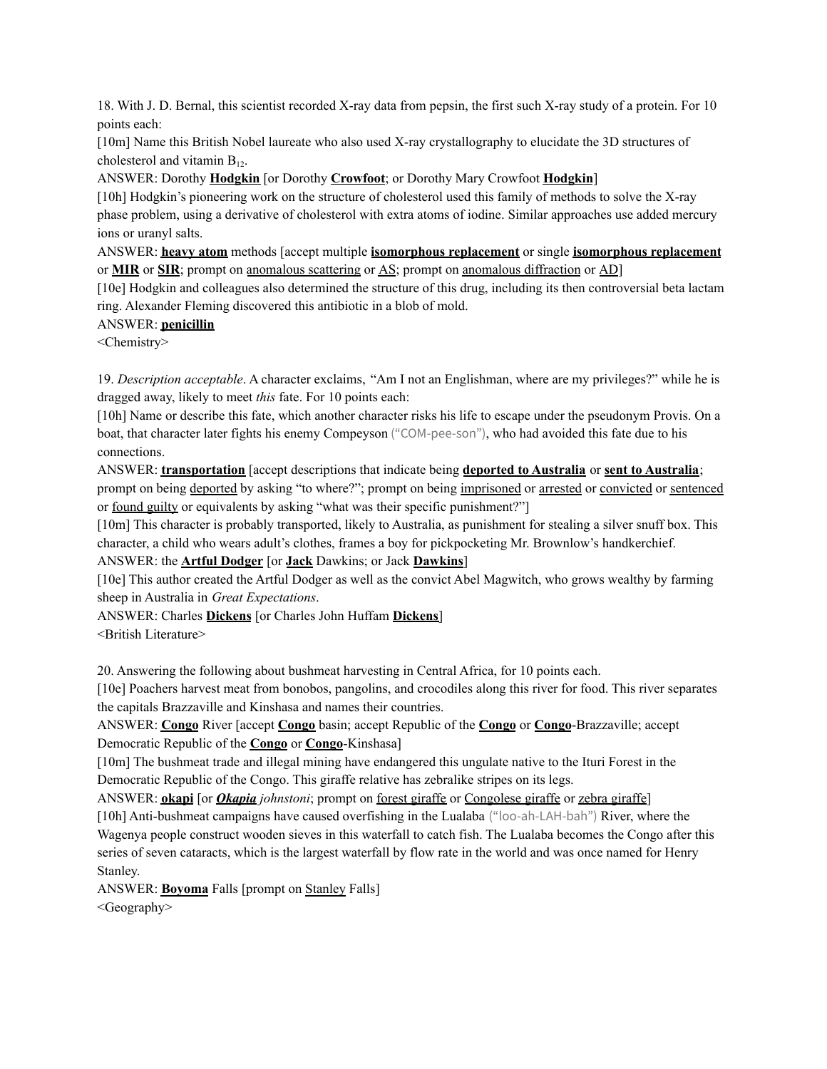18. With J. D. Bernal, this scientist recorded X-ray data from pepsin, the first such X-ray study of a protein. For 10 points each:

[10m] Name this British Nobel laureate who also used X-ray crystallography to elucidate the 3D structures of cholesterol and vitamin $B_{12}$.

ANSWER: Dorothy **<u>Hodgkin</u>** [or Dorothy **<u>Crowfoot</u>**; or Dorothy Mary Crowfoot **<u>Hodgkin</u>**]

[10h] Hodgkin's pioneering work on the structure of cholesterol used this family of methods to solve the X-ray phase problem, using a derivative of cholesterol with extra atoms of iodine. Similar approaches use added mercury ions or uranyl salts.

ANSWER: **<u>heavy atom</u>** methods [accept multiple **<u>isomorphous replacement</u>** or single **<u>isomorphous replacement</u>** or **<u>MIR</u>** or **<u>SIR</u>**; prompt on <u>anomalous scattering</u> or <u>AS</u>; prompt on <u>anomalous diffraction</u> or <u>AD</u>]

[10e] Hodgkin and colleagues also determined the structure of this drug, including its then controversial beta lactam ring. Alexander Fleming discovered this antibiotic in a blob of mold.

ANSWER: **<u>penicillin</u>**

<Chemistry>

19. *Description acceptable*. A character exclaims, "Am I not an Englishman, where are my privileges?" while he is dragged away, likely to meet *this* fate. For 10 points each:

[10h] Name or describe this fate, which another character risks his life to escape under the pseudonym Provis. On a boat, that character later fights his enemy Compeyson ("COM-pee-son"), who had avoided this fate due to his connections.

ANSWER: **<u>transportation</u>** [accept descriptions that indicate being **<u>deported to Australia</u>** or **<u>sent to Australia</u>**; prompt on being <u>deported</u> by asking "to where?"; prompt on being <u>imprisoned</u> or <u>arrested</u> or <u>convicted</u> or <u>sentenced</u> or <u>found guilty</u> or equivalents by asking "what was their specific punishment?"]

[10m] This character is probably transported, likely to Australia, as punishment for stealing a silver snuff box. This character, a child who wears adult's clothes, frames a boy for pickpocketing Mr. Brownlow's handkerchief.

ANSWER: the **<u>Artful Dodger</u>** [or **<u>Jack</u>** Dawkins; or Jack **<u>Dawkins</u>**]

[10e] This author created the Artful Dodger as well as the convict Abel Magwitch, who grows wealthy by farming sheep in Australia in *Great Expectations*.

ANSWER: Charles **<u>Dickens</u>** [or Charles John Huffam **<u>Dickens</u>**]

<British Literature>

20. Answering the following about bushmeat harvesting in Central Africa, for 10 points each.

[10e] Poachers harvest meat from bonobos, pangolins, and crocodiles along this river for food. This river separates the capitals Brazzaville and Kinshasa and names their countries.

ANSWER: **<u>Congo</u>** River [accept **<u>Congo</u>** basin; accept Republic of the **<u>Congo</u>** or **<u>Congo</u>**-Brazzaville; accept Democratic Republic of the **<u>Congo</u>** or **<u>Congo</u>**-Kinshasa]

[10m] The bushmeat trade and illegal mining have endangered this ungulate native to the Ituri Forest in the Democratic Republic of the Congo. This giraffe relative has zebralike stripes on its legs.

ANSWER: **<u>okapi</u>** [or ***<u>Okapia</u>*** *johnstoni*; prompt on <u>forest giraffe</u> or <u>Congolese giraffe</u> or <u>zebra giraffe</u>]

[10h] Anti-bushmeat campaigns have caused overfishing in the Lualaba ("loo-ah-LAH-bah") River, where the Wagenya people construct wooden sieves in this waterfall to catch fish. The Lualaba becomes the Congo after this series of seven cataracts, which is the largest waterfall by flow rate in the world and was once named for Henry Stanley.

ANSWER: **<u>Boyoma</u>** Falls [prompt on <u>Stanley</u> Falls]

<Geography>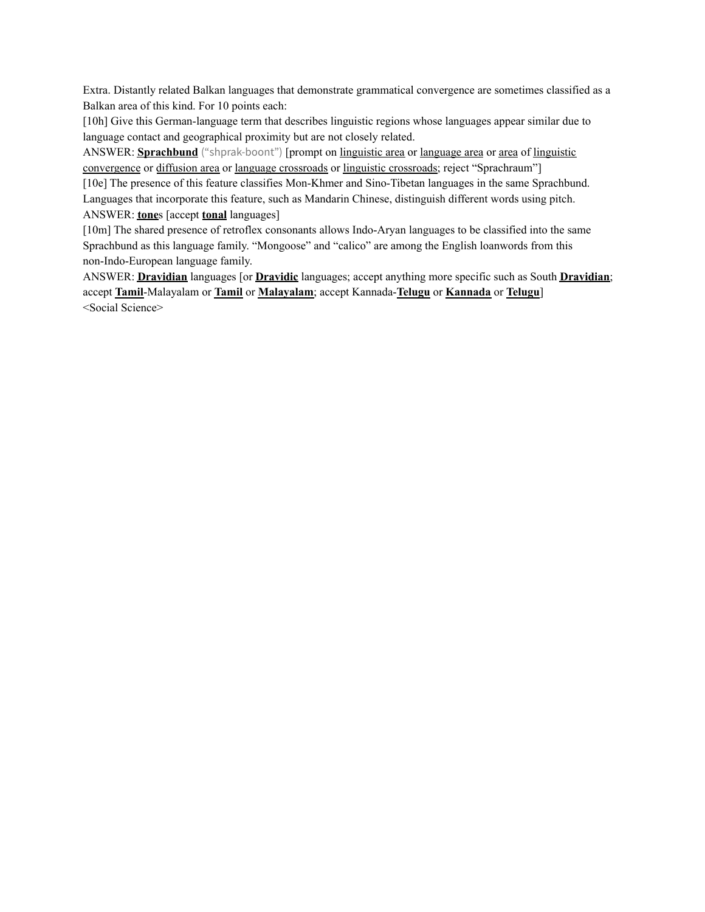Extra. Distantly related Balkan languages that demonstrate grammatical convergence are sometimes classified as a Balkan area of this kind. For 10 points each:

[10h] Give this German-language term that describes linguistic regions whose languages appear similar due to language contact and geographical proximity but are not closely related.

ANSWER: **<u>Sprachbund</u>** ("shprak-boont") [prompt on <u>linguistic area</u> or <u>language area</u> or <u>area</u> of <u>linguistic convergence</u> or <u>diffusion area</u> or <u>language crossroads</u> or <u>linguistic crossroads</u>; reject "Sprachraum"]

[10e] The presence of this feature classifies Mon-Khmer and Sino-Tibetan languages in the same Sprachbund. Languages that incorporate this feature, such as Mandarin Chinese, distinguish different words using pitch.

ANSWER: **<u>tone</u>**s [accept **<u>tonal</u>** languages]

[10m] The shared presence of retroflex consonants allows Indo-Aryan languages to be classified into the same Sprachbund as this language family. "Mongoose" and "calico" are among the English loanwords from this non-Indo-European language family.

ANSWER: **<u>Dravidian</u>** languages [or **<u>Dravidic</u>** languages; accept anything more specific such as South **<u>Dravidian</u>**; accept **<u>Tamil</u>**-Malayalam or **<u>Tamil</u>** or **<u>Malayalam</u>**; accept Kannada-**<u>Telugu</u>** or **<u>Kannada</u>** or **<u>Telugu</u>**]

<Social Science>